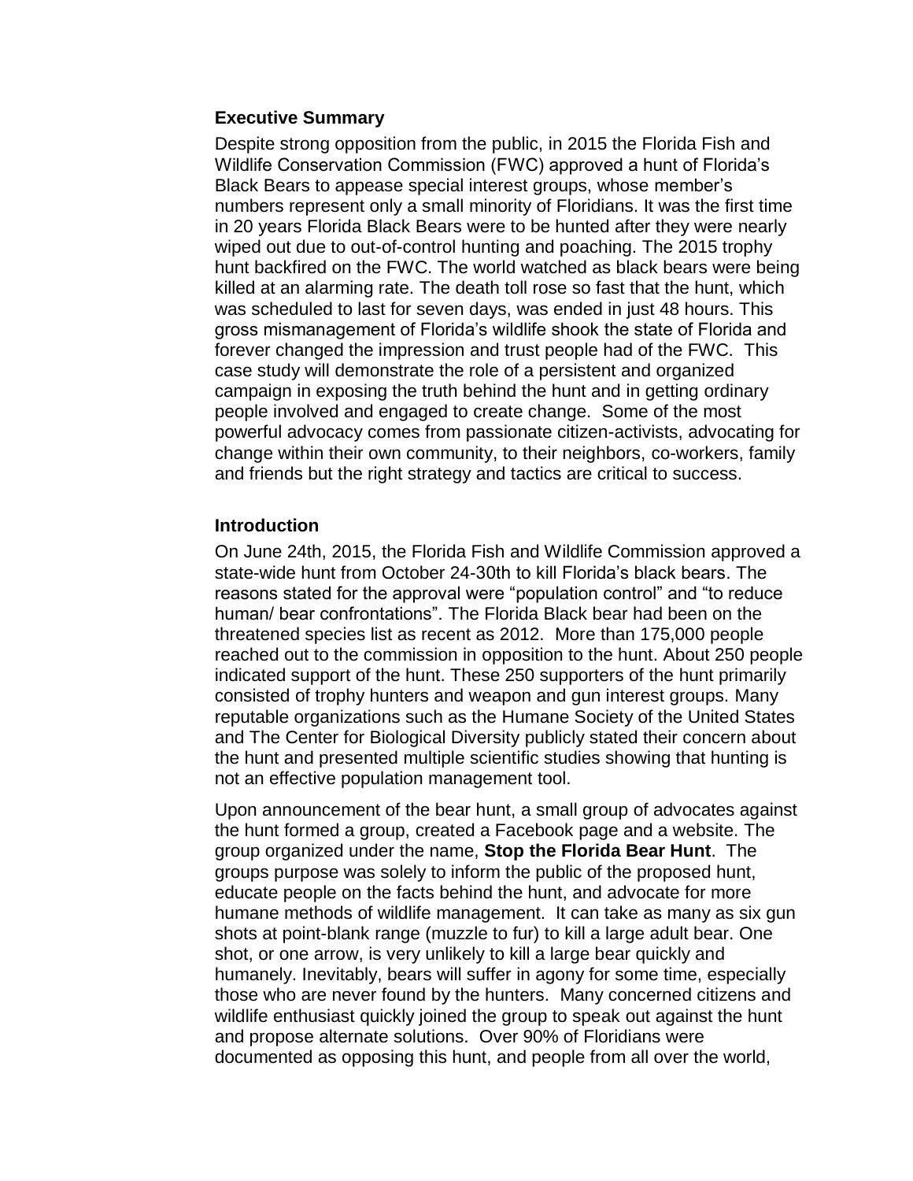## Executive Summary

Despite strong opposition from the public, in 2015 the Florida Fish and Wildlife Conservation Commission (FWC) approved a hunt of Florida's Black Bears to appease special interest groups, whose member's numbers represent only a small minority of Floridians. It was the first time in 20 years Florida Black Bears were to be hunted after they were nearly wiped out due to out-of-control hunting and poaching. The 2015 trophy hunt backfired on the FWC. The world watched as black bears were being killed at an alarming rate. The death toll rose so fast that the hunt, which was scheduled to last for seven days, was ended in just 48 hours. This gross mismanagement of Florida's wildlife shook the state of Florida and forever changed the impression and trust people had of the FWC. This case study will demonstrate the role of a persistent and organized campaign in exposing the truth behind the hunt and in getting ordinary people involved and engaged to create change. Some of the most powerful advocacy comes from passionate citizen-activists, advocating for change within their own community, to their neighbors, co-workers, family and friends but the right strategy and tactics are critical to success.

## Introduction

On June 24th, 2015, the Florida Fish and Wildlife Commission approved a state-wide hunt from October 24-30th to kill Florida's black bears. The reasons stated for the approval were "population control" and "to reduce human/ bear confrontations". The Florida Black bear had been on the threatened species list as recent as 2012. More than 175,000 people reached out to the commission in opposition to the hunt. About 250 people indicated support of the hunt. These 250 supporters of the hunt primarily consisted of trophy hunters and weapon and gun interest groups. Many reputable organizations such as the Humane Society of the United States and The Center for Biological Diversity publicly stated their concern about the hunt and presented multiple scientific studies showing that hunting is not an effective population management tool.

Upon announcement of the bear hunt, a small group of advocates against the hunt formed a group, created a Facebook page and a website. The group organized under the name, **Stop the Florida Bear Hunt**. The groups purpose was solely to inform the public of the proposed hunt, educate people on the facts behind the hunt, and advocate for more humane methods of wildlife management. It can take as many as six gun shots at point-blank range (muzzle to fur) to kill a large adult bear. One shot, or one arrow, is very unlikely to kill a large bear quickly and humanely. Inevitably, bears will suffer in agony for some time, especially those who are never found by the hunters. Many concerned citizens and wildlife enthusiast quickly joined the group to speak out against the hunt and propose alternate solutions. Over 90% of Floridians were documented as opposing this hunt, and people from all over the world,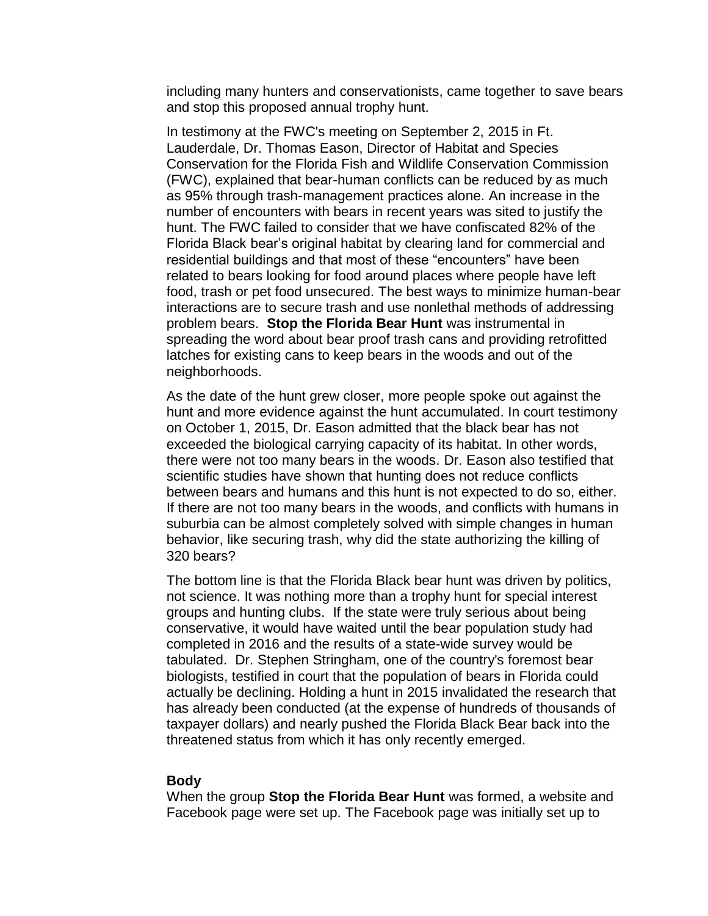including many hunters and conservationists, came together to save bears and stop this proposed annual trophy hunt.

In testimony at the FWC's meeting on September 2, 2015 in Ft. Lauderdale, Dr. Thomas Eason, Director of Habitat and Species Conservation for the Florida Fish and Wildlife Conservation Commission (FWC), explained that bear-human conflicts can be reduced by as much as 95% through trash-management practices alone. An increase in the number of encounters with bears in recent years was sited to justify the hunt. The FWC failed to consider that we have confiscated 82% of the Florida Black bear's original habitat by clearing land for commercial and residential buildings and that most of these "encounters" have been related to bears looking for food around places where people have left food, trash or pet food unsecured. The best ways to minimize human-bear interactions are to secure trash and use nonlethal methods of addressing problem bears. **Stop the Florida Bear Hunt** was instrumental in spreading the word about bear proof trash cans and providing retrofitted latches for existing cans to keep bears in the woods and out of the neighborhoods.

As the date of the hunt grew closer, more people spoke out against the hunt and more evidence against the hunt accumulated. In court testimony on October 1, 2015, Dr. Eason admitted that the black bear has not exceeded the biological carrying capacity of its habitat. In other words, there were not too many bears in the woods. Dr. Eason also testified that scientific studies have shown that hunting does not reduce conflicts between bears and humans and this hunt is not expected to do so, either. If there are not too many bears in the woods, and conflicts with humans in suburbia can be almost completely solved with simple changes in human behavior, like securing trash, why did the state authorizing the killing of 320 bears?

The bottom line is that the Florida Black bear hunt was driven by politics, not science. It was nothing more than a trophy hunt for special interest groups and hunting clubs. If the state were truly serious about being conservative, it would have waited until the bear population study had completed in 2016 and the results of a state-wide survey would be tabulated. Dr. Stephen Stringham, one of the country's foremost bear biologists, testified in court that the population of bears in Florida could actually be declining. Holding a hunt in 2015 invalidated the research that has already been conducted (at the expense of hundreds of thousands of taxpayer dollars) and nearly pushed the Florida Black Bear back into the threatened status from which it has only recently emerged.

**Body**

When the group **Stop the Florida Bear Hunt** was formed, a website and Facebook page were set up. The Facebook page was initially set up to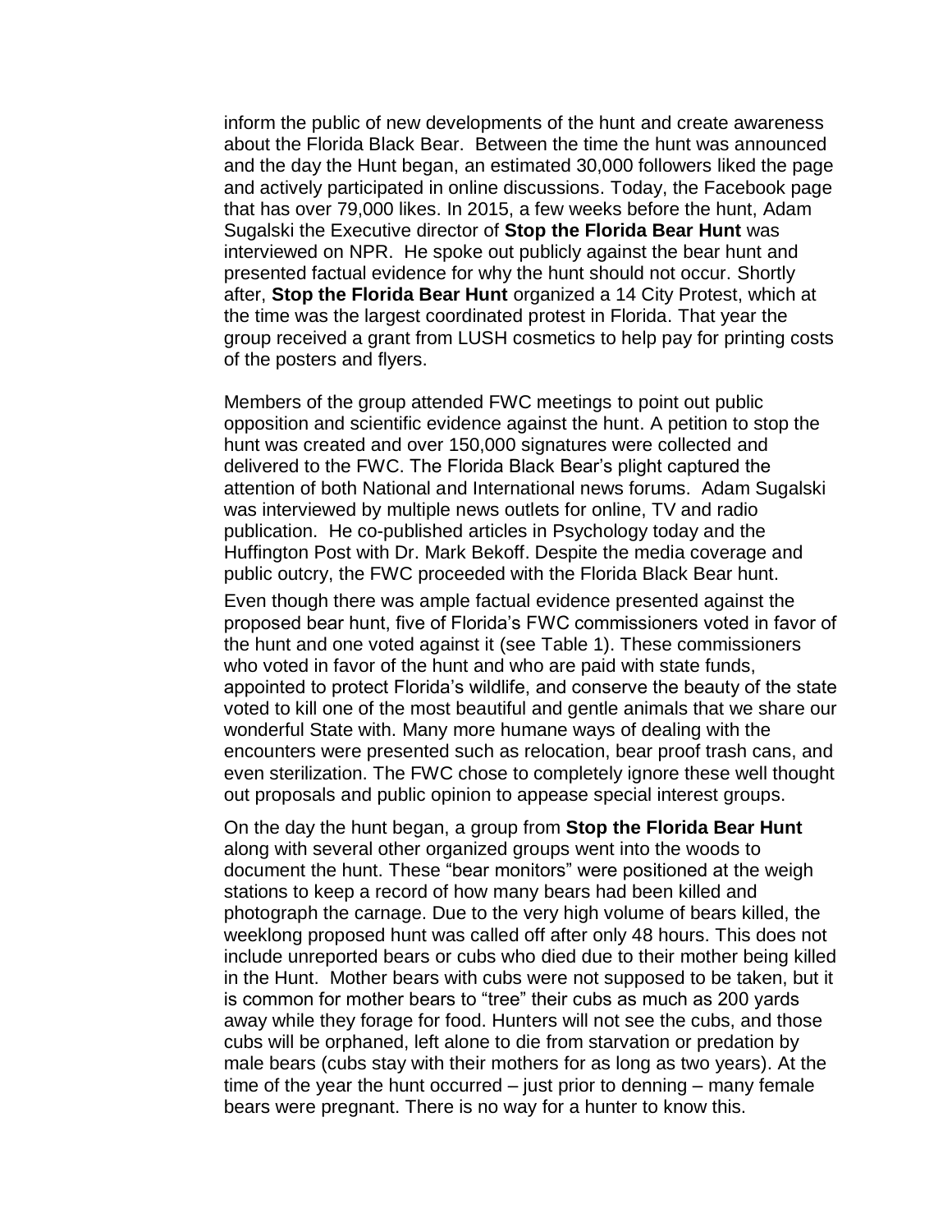inform the public of new developments of the hunt and create awareness about the Florida Black Bear. Between the time the hunt was announced and the day the Hunt began, an estimated 30,000 followers liked the page and actively participated in online discussions. Today, the Facebook page that has over 79,000 likes. In 2015, a few weeks before the hunt, Adam Sugalski the Executive director of **Stop the Florida Bear Hunt** was interviewed on NPR. He spoke out publicly against the bear hunt and presented factual evidence for why the hunt should not occur. Shortly after, **Stop the Florida Bear Hunt** organized a 14 City Protest, which at the time was the largest coordinated protest in Florida. That year the group received a grant from LUSH cosmetics to help pay for printing costs of the posters and flyers.

Members of the group attended FWC meetings to point out public opposition and scientific evidence against the hunt. A petition to stop the hunt was created and over 150,000 signatures were collected and delivered to the FWC. The Florida Black Bear's plight captured the attention of both National and International news forums. Adam Sugalski was interviewed by multiple news outlets for online, TV and radio publication. He co-published articles in Psychology today and the Huffington Post with Dr. Mark Bekoff. Despite the media coverage and public outcry, the FWC proceeded with the Florida Black Bear hunt.

Even though there was ample factual evidence presented against the proposed bear hunt, five of Florida's FWC commissioners voted in favor of the hunt and one voted against it (see Table 1). These commissioners who voted in favor of the hunt and who are paid with state funds, appointed to protect Florida's wildlife, and conserve the beauty of the state voted to kill one of the most beautiful and gentle animals that we share our wonderful State with. Many more humane ways of dealing with the encounters were presented such as relocation, bear proof trash cans, and even sterilization. The FWC chose to completely ignore these well thought out proposals and public opinion to appease special interest groups.

On the day the hunt began, a group from **Stop the Florida Bear Hunt** along with several other organized groups went into the woods to document the hunt. These "bear monitors" were positioned at the weigh stations to keep a record of how many bears had been killed and photograph the carnage. Due to the very high volume of bears killed, the weeklong proposed hunt was called off after only 48 hours. This does not include unreported bears or cubs who died due to their mother being killed in the Hunt. Mother bears with cubs were not supposed to be taken, but it is common for mother bears to "tree" their cubs as much as 200 yards away while they forage for food. Hunters will not see the cubs, and those cubs will be orphaned, left alone to die from starvation or predation by male bears (cubs stay with their mothers for as long as two years). At the time of the year the hunt occurred – just prior to denning – many female bears were pregnant. There is no way for a hunter to know this.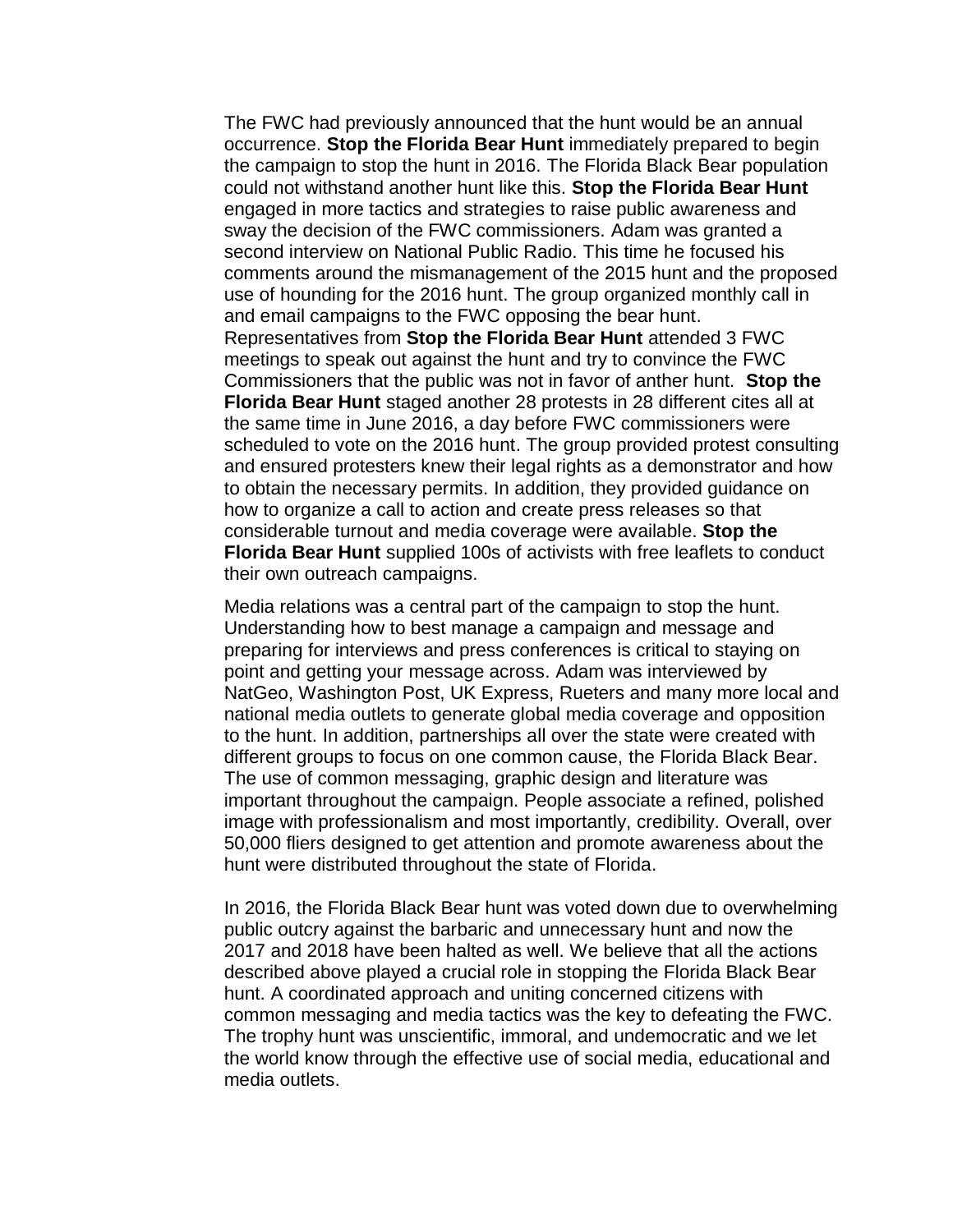The FWC had previously announced that the hunt would be an annual occurrence. **Stop the Florida Bear Hunt** immediately prepared to begin the campaign to stop the hunt in 2016. The Florida Black Bear population could not withstand another hunt like this. **Stop the Florida Bear Hunt** engaged in more tactics and strategies to raise public awareness and sway the decision of the FWC commissioners. Adam was granted a second interview on National Public Radio. This time he focused his comments around the mismanagement of the 2015 hunt and the proposed use of hounding for the 2016 hunt. The group organized monthly call in and email campaigns to the FWC opposing the bear hunt. Representatives from **Stop the Florida Bear Hunt** attended 3 FWC meetings to speak out against the hunt and try to convince the FWC Commissioners that the public was not in favor of anther hunt. **Stop the Florida Bear Hunt** staged another 28 protests in 28 different cites all at the same time in June 2016, a day before FWC commissioners were scheduled to vote on the 2016 hunt. The group provided protest consulting and ensured protesters knew their legal rights as a demonstrator and how to obtain the necessary permits. In addition, they provided guidance on how to organize a call to action and create press releases so that considerable turnout and media coverage were available. **Stop the Florida Bear Hunt** supplied 100s of activists with free leaflets to conduct their own outreach campaigns.

Media relations was a central part of the campaign to stop the hunt. Understanding how to best manage a campaign and message and preparing for interviews and press conferences is critical to staying on point and getting your message across. Adam was interviewed by NatGeo, Washington Post, UK Express, Rueters and many more local and national media outlets to generate global media coverage and opposition to the hunt. In addition, partnerships all over the state were created with different groups to focus on one common cause, the Florida Black Bear. The use of common messaging, graphic design and literature was important throughout the campaign. People associate a refined, polished image with professionalism and most importantly, credibility. Overall, over 50,000 fliers designed to get attention and promote awareness about the hunt were distributed throughout the state of Florida.

In 2016, the Florida Black Bear hunt was voted down due to overwhelming public outcry against the barbaric and unnecessary hunt and now the 2017 and 2018 have been halted as well. We believe that all the actions described above played a crucial role in stopping the Florida Black Bear hunt. A coordinated approach and uniting concerned citizens with common messaging and media tactics was the key to defeating the FWC. The trophy hunt was unscientific, immoral, and undemocratic and we let the world know through the effective use of social media, educational and media outlets.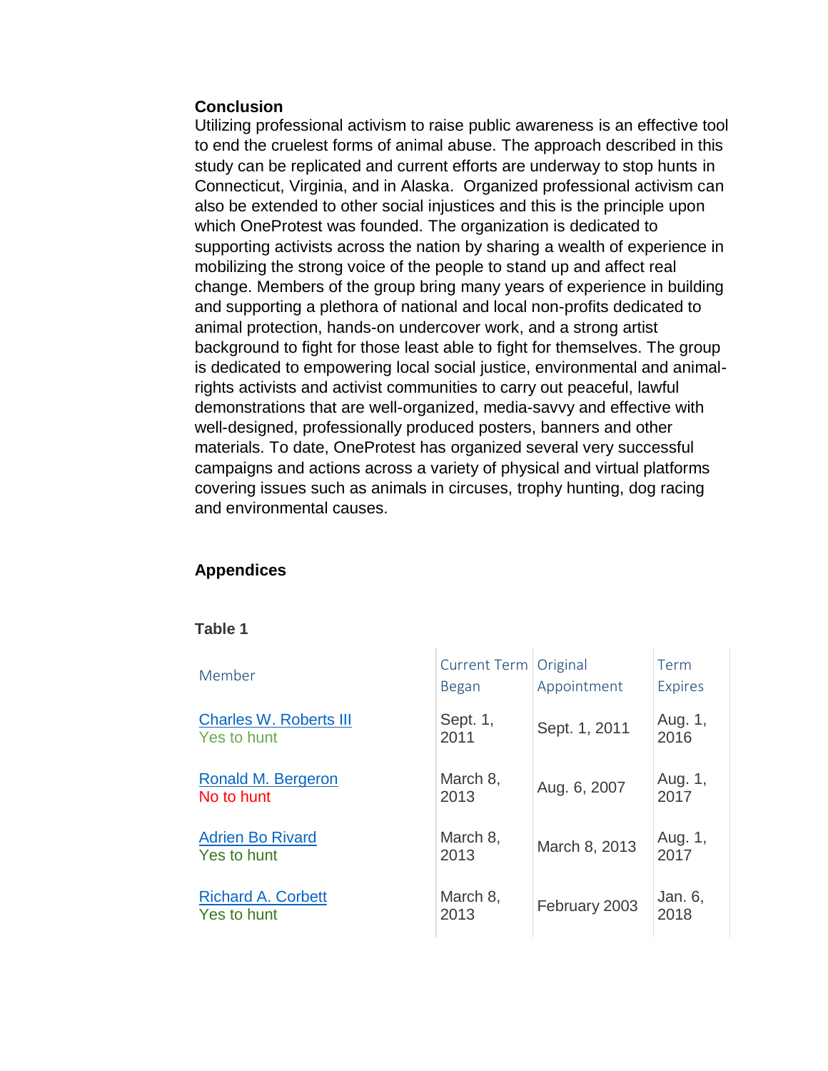## Conclusion

Utilizing professional activism to raise public awareness is an effective tool to end the cruelest forms of animal abuse. The approach described in this study can be replicated and current efforts are underway to stop hunts in Connecticut, Virginia, and in Alaska. Organized professional activism can also be extended to other social injustices and this is the principle upon which OneProtest was founded. The organization is dedicated to supporting activists across the nation by sharing a wealth of experience in mobilizing the strong voice of the people to stand up and affect real change. Members of the group bring many years of experience in building and supporting a plethora of national and local non-profits dedicated to animal protection, hands-on undercover work, and a strong artist background to fight for those least able to fight for themselves. The group is dedicated to empowering local social justice, environmental and animal-rights activists and activist communities to carry out peaceful, lawful demonstrations that are well-organized, media-savvy and effective with well-designed, professionally produced posters, banners and other materials. To date, OneProtest has organized several very successful campaigns and actions across a variety of physical and virtual platforms covering issues such as animals in circuses, trophy hunting, dog racing and environmental causes.

## Appendices

**Table 1**

| Member | Current Term Began | Original Appointment | Term Expires |
|---|---|---|---|
| Charles W. Roberts III<br>Yes to hunt | Sept. 1, 2011 | Sept. 1, 2011 | Aug. 1, 2016 |
| Ronald M. Bergeron<br>No to hunt | March 8, 2013 | Aug. 6, 2007 | Aug. 1, 2017 |
| Adrien Bo Rivard<br>Yes to hunt | March 8, 2013 | March 8, 2013 | Aug. 1, 2017 |
| Richard A. Corbett<br>Yes to hunt | March 8, 2013 | February 2003 | Jan. 6, 2018 |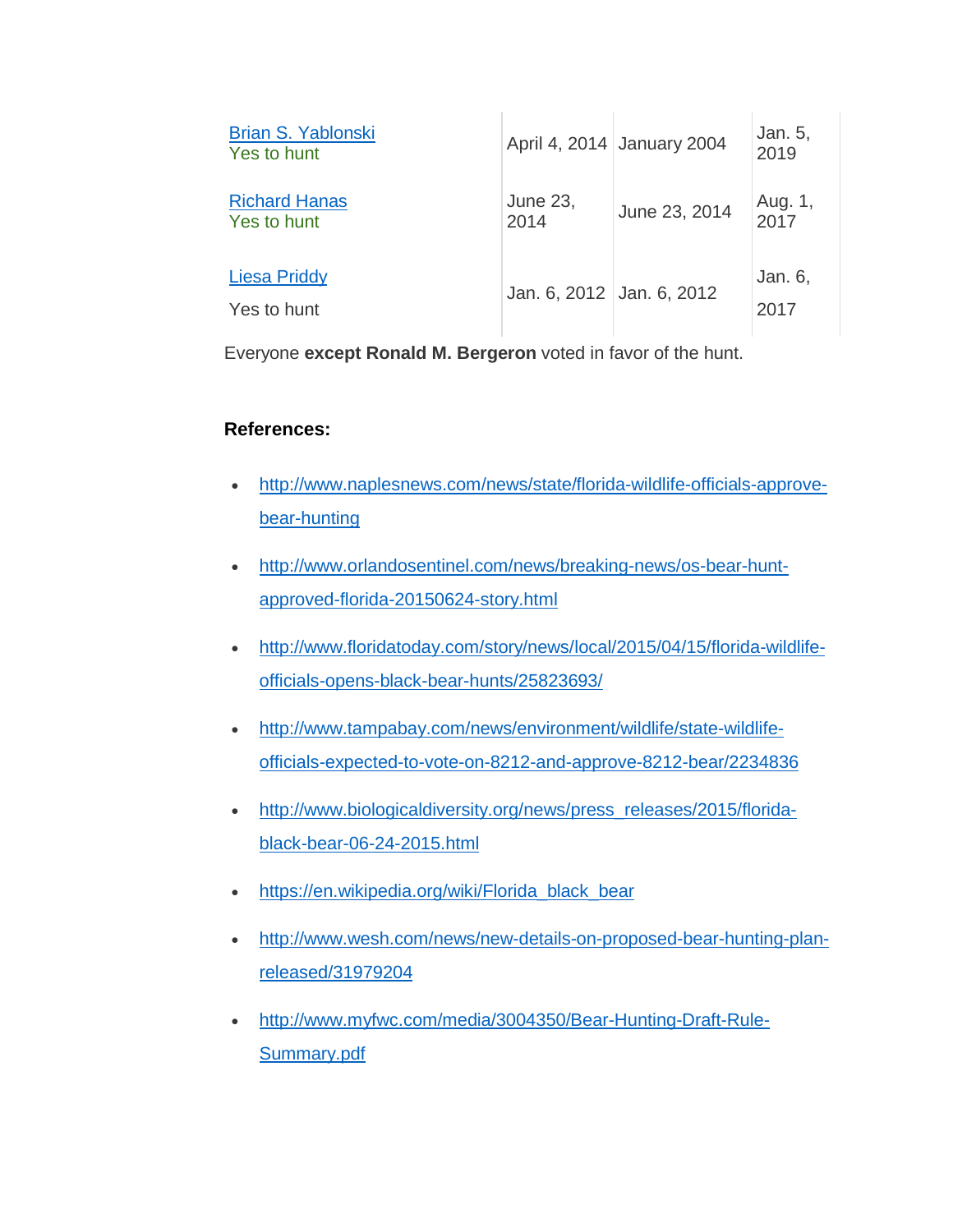| | | | |
|---|---|---|---|
| [Brian S. Yablonski](#)<br>Yes to hunt | April 4, 2014 | January 2004 | Jan. 5, 2019 |
| [Richard Hanas](#)<br>Yes to hunt | June 23, 2014 | June 23, 2014 | Aug. 1, 2017 |
| [Liesa Priddy](#)<br>Yes to hunt | Jan. 6, 2012 | Jan. 6, 2012 | Jan. 6, 2017 |

Everyone **except Ronald M. Bergeron** voted in favor of the hunt.

**References:**

- http://www.naplesnews.com/news/state/florida-wildlife-officials-approve-bear-hunting
- http://www.orlandosentinel.com/news/breaking-news/os-bear-hunt-approved-florida-20150624-story.html
- http://www.floridatoday.com/story/news/local/2015/04/15/florida-wildlife-officials-opens-black-bear-hunts/25823693/
- http://www.tampabay.com/news/environment/wildlife/state-wildlife-officials-expected-to-vote-on-8212-and-approve-8212-bear/2234836
- http://www.biologicaldiversity.org/news/press_releases/2015/florida-black-bear-06-24-2015.html
- https://en.wikipedia.org/wiki/Florida_black_bear
- http://www.wesh.com/news/new-details-on-proposed-bear-hunting-plan-released/31979204
- http://www.myfwc.com/media/3004350/Bear-Hunting-Draft-Rule-Summary.pdf